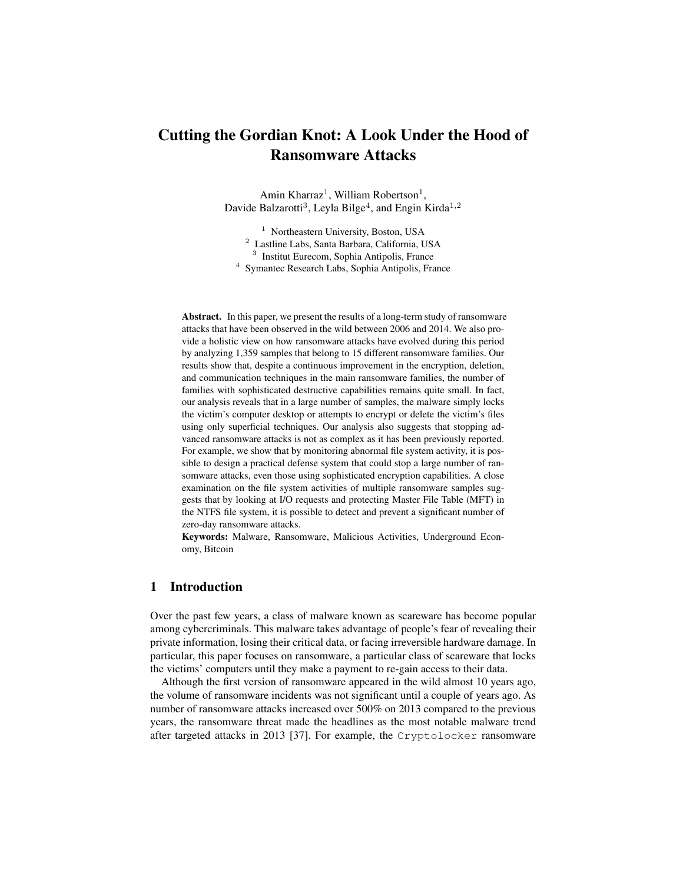# Cutting the Gordian Knot: A Look Under the Hood of Ransomware Attacks

Amin Kharraz[1], William Robertson[1], Davide Balzarotti[3], Leyla Bilge[4], and Engin Kirda[1,2]

[1] Northeastern University, Boston, USA
[2] Lastline Labs, Santa Barbara, California, USA
[3] Institut Eurecom, Sophia Antipolis, France
[4] Symantec Research Labs, Sophia Antipolis, France

**Abstract.** In this paper, we present the results of a long-term study of ransomware attacks that have been observed in the wild between 2006 and 2014. We also provide a holistic view on how ransomware attacks have evolved during this period by analyzing 1,359 samples that belong to 15 different ransomware families. Our results show that, despite a continuous improvement in the encryption, deletion, and communication techniques in the main ransomware families, the number of families with sophisticated destructive capabilities remains quite small. In fact, our analysis reveals that in a large number of samples, the malware simply locks the victim's computer desktop or attempts to encrypt or delete the victim's files using only superficial techniques. Our analysis also suggests that stopping advanced ransomware attacks is not as complex as it has been previously reported. For example, we show that by monitoring abnormal file system activity, it is possible to design a practical defense system that could stop a large number of ransomware attacks, even those using sophisticated encryption capabilities. A close examination on the file system activities of multiple ransomware samples suggests that by looking at I/O requests and protecting Master File Table (MFT) in the NTFS file system, it is possible to detect and prevent a significant number of zero-day ransomware attacks.

**Keywords:** Malware, Ransomware, Malicious Activities, Underground Economy, Bitcoin

## 1 Introduction

Over the past few years, a class of malware known as scareware has become popular among cybercriminals. This malware takes advantage of people's fear of revealing their private information, losing their critical data, or facing irreversible hardware damage. In particular, this paper focuses on ransomware, a particular class of scareware that locks the victims' computers until they make a payment to re-gain access to their data.

Although the first version of ransomware appeared in the wild almost 10 years ago, the volume of ransomware incidents was not significant until a couple of years ago. As number of ransomware attacks increased over 500% on 2013 compared to the previous years, the ransomware threat made the headlines as the most notable malware trend after targeted attacks in 2013 [37]. For example, the `Cryptolocker` ransomware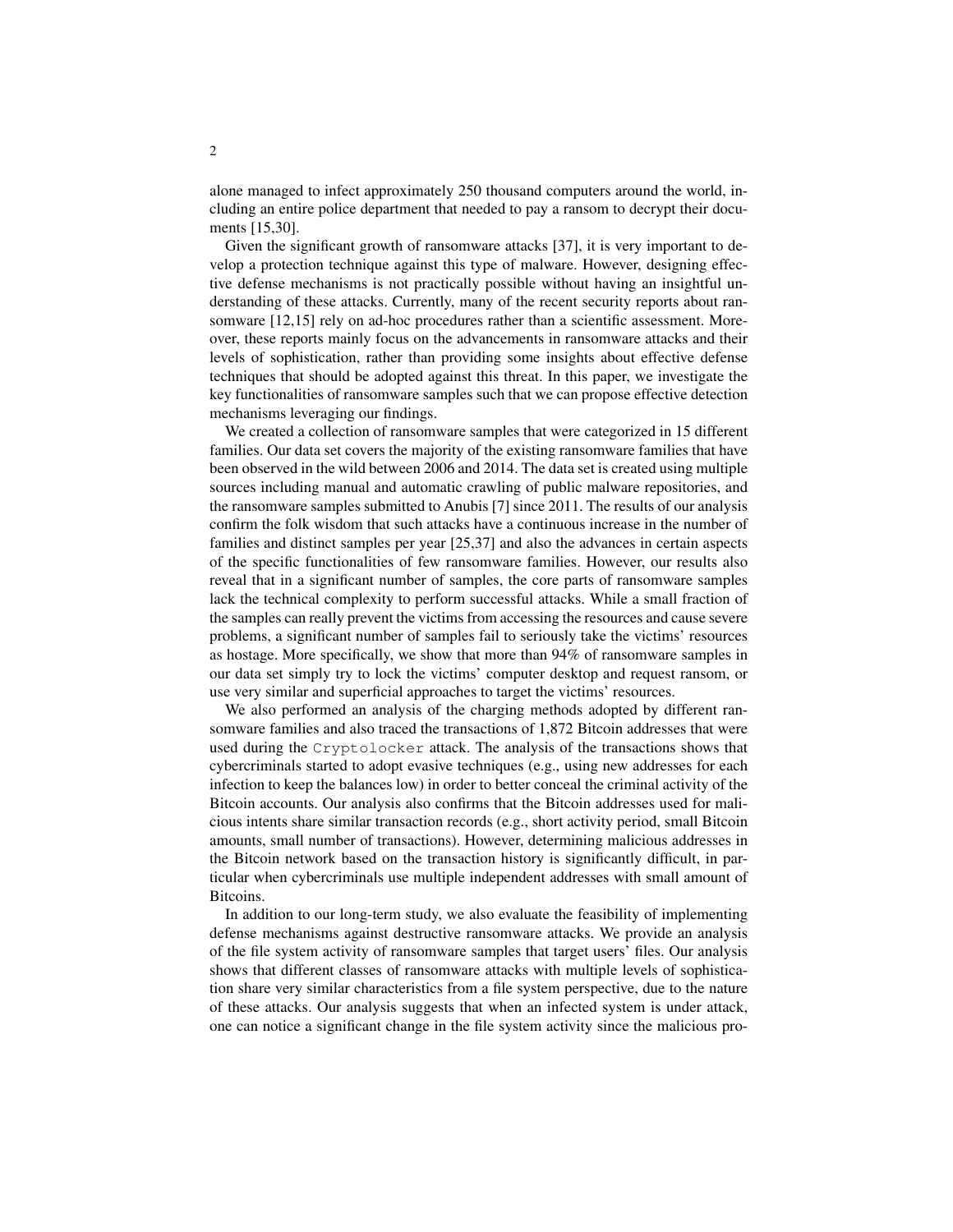alone managed to infect approximately 250 thousand computers around the world, including an entire police department that needed to pay a ransom to decrypt their documents [15,30].

Given the significant growth of ransomware attacks [37], it is very important to develop a protection technique against this type of malware. However, designing effective defense mechanisms is not practically possible without having an insightful understanding of these attacks. Currently, many of the recent security reports about ransomware [12,15] rely on ad-hoc procedures rather than a scientific assessment. Moreover, these reports mainly focus on the advancements in ransomware attacks and their levels of sophistication, rather than providing some insights about effective defense techniques that should be adopted against this threat. In this paper, we investigate the key functionalities of ransomware samples such that we can propose effective detection mechanisms leveraging our findings.

We created a collection of ransomware samples that were categorized in 15 different families. Our data set covers the majority of the existing ransomware families that have been observed in the wild between 2006 and 2014. The data set is created using multiple sources including manual and automatic crawling of public malware repositories, and the ransomware samples submitted to Anubis [7] since 2011. The results of our analysis confirm the folk wisdom that such attacks have a continuous increase in the number of families and distinct samples per year [25,37] and also the advances in certain aspects of the specific functionalities of few ransomware families. However, our results also reveal that in a significant number of samples, the core parts of ransomware samples lack the technical complexity to perform successful attacks. While a small fraction of the samples can really prevent the victims from accessing the resources and cause severe problems, a significant number of samples fail to seriously take the victims' resources as hostage. More specifically, we show that more than 94% of ransomware samples in our data set simply try to lock the victims' computer desktop and request ransom, or use very similar and superficial approaches to target the victims' resources.

We also performed an analysis of the charging methods adopted by different ransomware families and also traced the transactions of 1,872 Bitcoin addresses that were used during the `Cryptolocker` attack. The analysis of the transactions shows that cybercriminals started to adopt evasive techniques (e.g., using new addresses for each infection to keep the balances low) in order to better conceal the criminal activity of the Bitcoin accounts. Our analysis also confirms that the Bitcoin addresses used for malicious intents share similar transaction records (e.g., short activity period, small Bitcoin amounts, small number of transactions). However, determining malicious addresses in the Bitcoin network based on the transaction history is significantly difficult, in particular when cybercriminals use multiple independent addresses with small amount of Bitcoins.

In addition to our long-term study, we also evaluate the feasibility of implementing defense mechanisms against destructive ransomware attacks. We provide an analysis of the file system activity of ransomware samples that target users' files. Our analysis shows that different classes of ransomware attacks with multiple levels of sophistication share very similar characteristics from a file system perspective, due to the nature of these attacks. Our analysis suggests that when an infected system is under attack, one can notice a significant change in the file system activity since the malicious pro-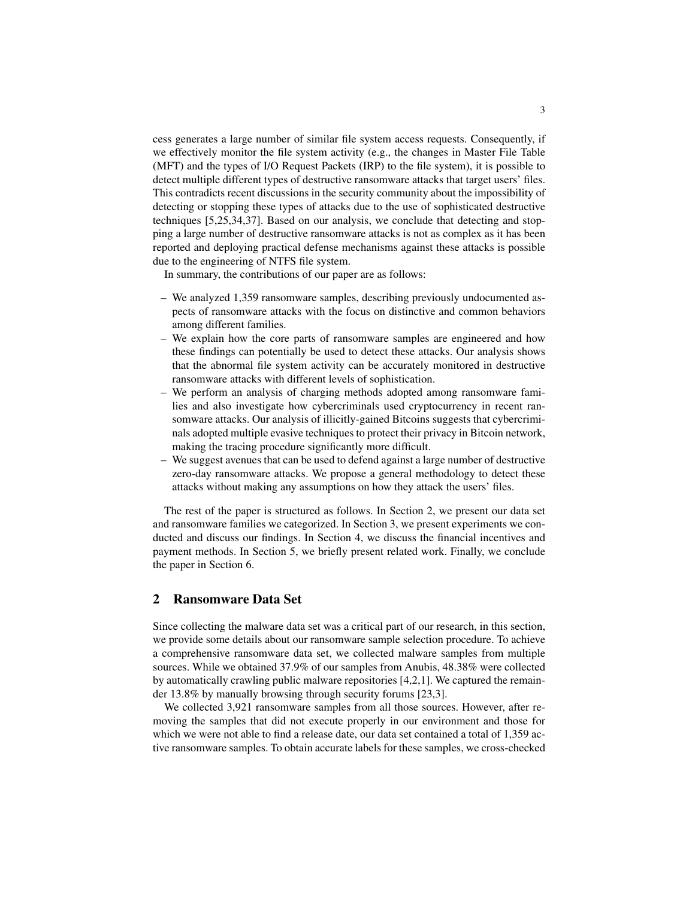cess generates a large number of similar file system access requests. Consequently, if we effectively monitor the file system activity (e.g., the changes in Master File Table (MFT) and the types of I/O Request Packets (IRP) to the file system), it is possible to detect multiple different types of destructive ransomware attacks that target users' files. This contradicts recent discussions in the security community about the impossibility of detecting or stopping these types of attacks due to the use of sophisticated destructive techniques [5,25,34,37]. Based on our analysis, we conclude that detecting and stopping a large number of destructive ransomware attacks is not as complex as it has been reported and deploying practical defense mechanisms against these attacks is possible due to the engineering of NTFS file system.

In summary, the contributions of our paper are as follows:

- We analyzed 1,359 ransomware samples, describing previously undocumented aspects of ransomware attacks with the focus on distinctive and common behaviors among different families.
- We explain how the core parts of ransomware samples are engineered and how these findings can potentially be used to detect these attacks. Our analysis shows that the abnormal file system activity can be accurately monitored in destructive ransomware attacks with different levels of sophistication.
- We perform an analysis of charging methods adopted among ransomware families and also investigate how cybercriminals used cryptocurrency in recent ransomware attacks. Our analysis of illicitly-gained Bitcoins suggests that cybercriminals adopted multiple evasive techniques to protect their privacy in Bitcoin network, making the tracing procedure significantly more difficult.
- We suggest avenues that can be used to defend against a large number of destructive zero-day ransomware attacks. We propose a general methodology to detect these attacks without making any assumptions on how they attack the users' files.

The rest of the paper is structured as follows. In Section 2, we present our data set and ransomware families we categorized. In Section 3, we present experiments we conducted and discuss our findings. In Section 4, we discuss the financial incentives and payment methods. In Section 5, we briefly present related work. Finally, we conclude the paper in Section 6.

## 2 Ransomware Data Set

Since collecting the malware data set was a critical part of our research, in this section, we provide some details about our ransomware sample selection procedure. To achieve a comprehensive ransomware data set, we collected malware samples from multiple sources. While we obtained 37.9% of our samples from Anubis, 48.38% were collected by automatically crawling public malware repositories [4,2,1]. We captured the remainder 13.8% by manually browsing through security forums [23,3].

We collected 3,921 ransomware samples from all those sources. However, after removing the samples that did not execute properly in our environment and those for which we were not able to find a release date, our data set contained a total of 1,359 active ransomware samples. To obtain accurate labels for these samples, we cross-checked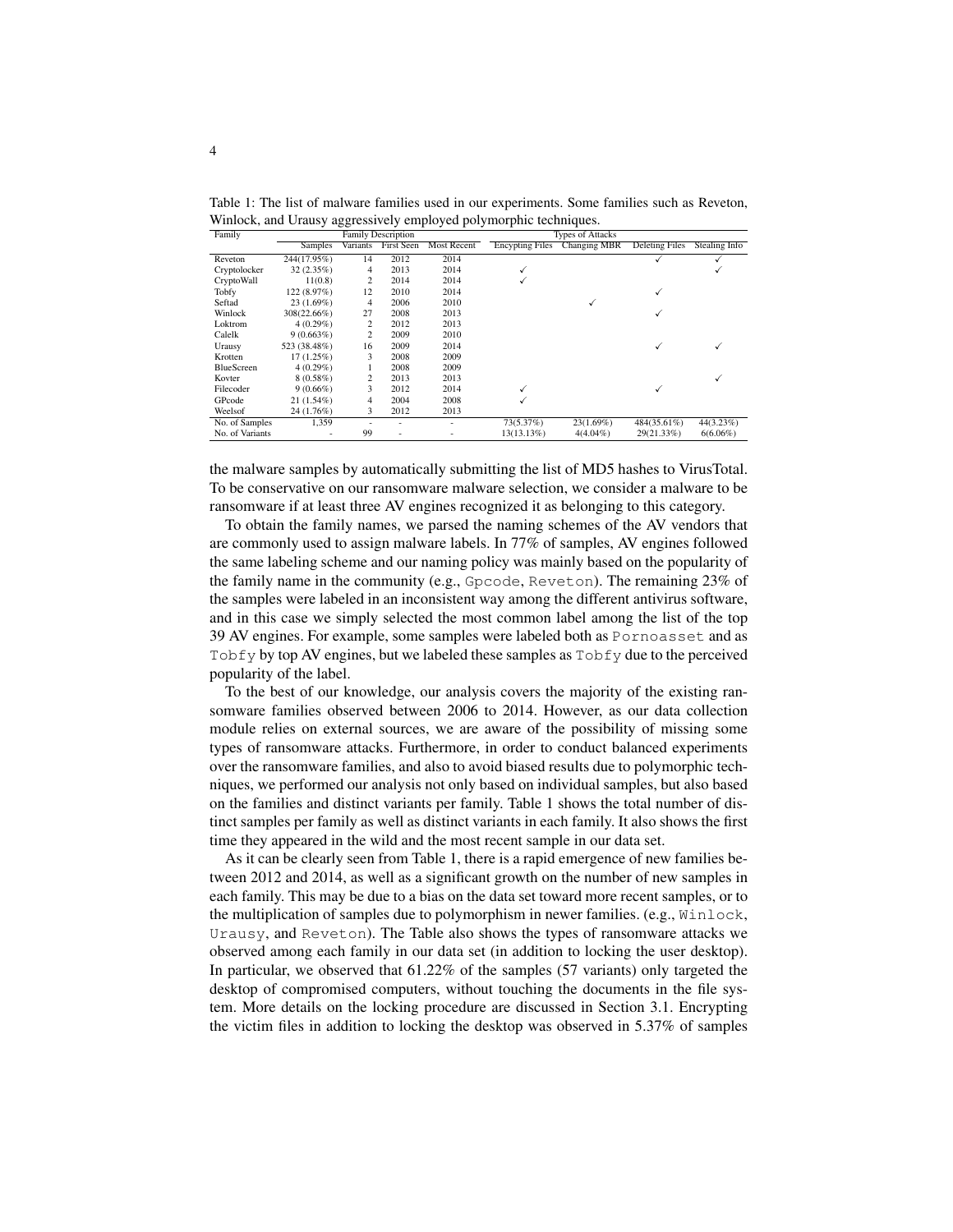Table 1: The list of malware families used in our experiments. Some families such as Reveton, Winlock, and Urausy aggressively employed polymorphic techniques.

| Family | Family Description | | | | Types of Attacks | | | |
|---|---|---|---|---|---|---|---|---|
| | Samples | Variants | First Seen | Most Recent | Encypting Files | Changing MBR | Deleting Files | Stealing Info |
| Reveton | 244(17.95%) | 14 | 2012 | 2014 | | | ✓ | ✓ |
| Cryptolocker | 32 (2.35%) | 4 | 2013 | 2014 | ✓ | | | ✓ |
| CryptoWall | 11(0.8) | 2 | 2014 | 2014 | ✓ | | | |
| Tobfy | 122 (8.97%) | 12 | 2010 | 2014 | | | ✓ | |
| Seftad | 23 (1.69%) | 4 | 2006 | 2010 | | ✓ | | |
| Winlock | 308(22.66%) | 27 | 2008 | 2013 | | | ✓ | |
| Loktrom | 4 (0.29%) | 2 | 2012 | 2013 | | | | |
| Calelk | 9 (0.663%) | 2 | 2009 | 2010 | | | | |
| Urausy | 523 (38.48%) | 16 | 2009 | 2014 | | | ✓ | ✓ |
| Krotten | 17 (1.25%) | 3 | 2008 | 2009 | | | | |
| BlueScreen | 4 (0.29%) | 1 | 2008 | 2009 | | | | |
| Kovter | 8 (0.58%) | 2 | 2013 | 2013 | | | | ✓ |
| Filecoder | 9 (0.66%) | 3 | 2012 | 2014 | ✓ | | ✓ | |
| GPcode | 21 (1.54%) | 4 | 2004 | 2008 | ✓ | | | |
| Weelsof | 24 (1.76%) | 3 | 2012 | 2013 | | | | |
| No. of Samples | 1,359 | - | - | - | 73(5.37%) | 23(1.69%) | 484(35.61%) | 44(3.23%) |
| No. of Variants | - | 99 | - | - | 13(13.13%) | 4(4.04%) | 29(21.33%) | 6(6.06%) |

the malware samples by automatically submitting the list of MD5 hashes to VirusTotal. To be conservative on our ransomware malware selection, we consider a malware to be ransomware if at least three AV engines recognized it as belonging to this category.

To obtain the family names, we parsed the naming schemes of the AV vendors that are commonly used to assign malware labels. In 77% of samples, AV engines followed the same labeling scheme and our naming policy was mainly based on the popularity of the family name in the community (e.g., Gpcode, Reveton). The remaining 23% of the samples were labeled in an inconsistent way among the different antivirus software, and in this case we simply selected the most common label among the list of the top 39 AV engines. For example, some samples were labeled both as Pornoasset and as Tobfy by top AV engines, but we labeled these samples as Tobfy due to the perceived popularity of the label.

To the best of our knowledge, our analysis covers the majority of the existing ransomware families observed between 2006 to 2014. However, as our data collection module relies on external sources, we are aware of the possibility of missing some types of ransomware attacks. Furthermore, in order to conduct balanced experiments over the ransomware families, and also to avoid biased results due to polymorphic techniques, we performed our analysis not only based on individual samples, but also based on the families and distinct variants per family. Table 1 shows the total number of distinct samples per family as well as distinct variants in each family. It also shows the first time they appeared in the wild and the most recent sample in our data set.

As it can be clearly seen from Table 1, there is a rapid emergence of new families between 2012 and 2014, as well as a significant growth on the number of new samples in each family. This may be due to a bias on the data set toward more recent samples, or to the multiplication of samples due to polymorphism in newer families. (e.g., Winlock, Urausy, and Reveton). The Table also shows the types of ransomware attacks we observed among each family in our data set (in addition to locking the user desktop). In particular, we observed that 61.22% of the samples (57 variants) only targeted the desktop of compromised computers, without touching the documents in the file system. More details on the locking procedure are discussed in Section 3.1. Encrypting the victim files in addition to locking the desktop was observed in 5.37% of samples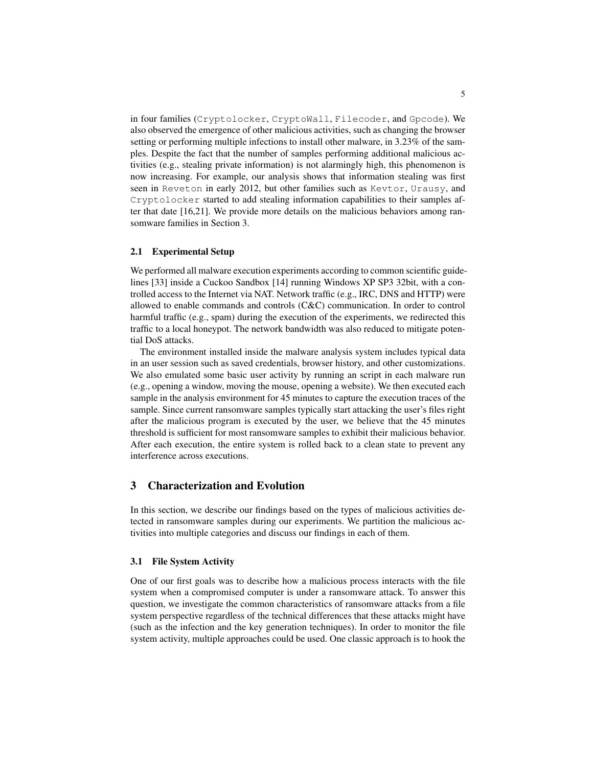in four families (Cryptolocker, CryptoWall, Filecoder, and Gpcode). We also observed the emergence of other malicious activities, such as changing the browser setting or performing multiple infections to install other malware, in 3.23% of the samples. Despite the fact that the number of samples performing additional malicious activities (e.g., stealing private information) is not alarmingly high, this phenomenon is now increasing. For example, our analysis shows that information stealing was first seen in Reveton in early 2012, but other families such as Kevtor, Urausy, and Cryptolocker started to add stealing information capabilities to their samples after that date [16,21]. We provide more details on the malicious behaviors among ransomware families in Section 3.

### 2.1 Experimental Setup

We performed all malware execution experiments according to common scientific guidelines [33] inside a Cuckoo Sandbox [14] running Windows XP SP3 32bit, with a controlled access to the Internet via NAT. Network traffic (e.g., IRC, DNS and HTTP) were allowed to enable commands and controls (C&C) communication. In order to control harmful traffic (e.g., spam) during the execution of the experiments, we redirected this traffic to a local honeypot. The network bandwidth was also reduced to mitigate potential DoS attacks.

The environment installed inside the malware analysis system includes typical data in an user session such as saved credentials, browser history, and other customizations. We also emulated some basic user activity by running an script in each malware run (e.g., opening a window, moving the mouse, opening a website). We then executed each sample in the analysis environment for 45 minutes to capture the execution traces of the sample. Since current ransomware samples typically start attacking the user's files right after the malicious program is executed by the user, we believe that the 45 minutes threshold is sufficient for most ransomware samples to exhibit their malicious behavior. After each execution, the entire system is rolled back to a clean state to prevent any interference across executions.

## 3 Characterization and Evolution

In this section, we describe our findings based on the types of malicious activities detected in ransomware samples during our experiments. We partition the malicious activities into multiple categories and discuss our findings in each of them.

### 3.1 File System Activity

One of our first goals was to describe how a malicious process interacts with the file system when a compromised computer is under a ransomware attack. To answer this question, we investigate the common characteristics of ransomware attacks from a file system perspective regardless of the technical differences that these attacks might have (such as the infection and the key generation techniques). In order to monitor the file system activity, multiple approaches could be used. One classic approach is to hook the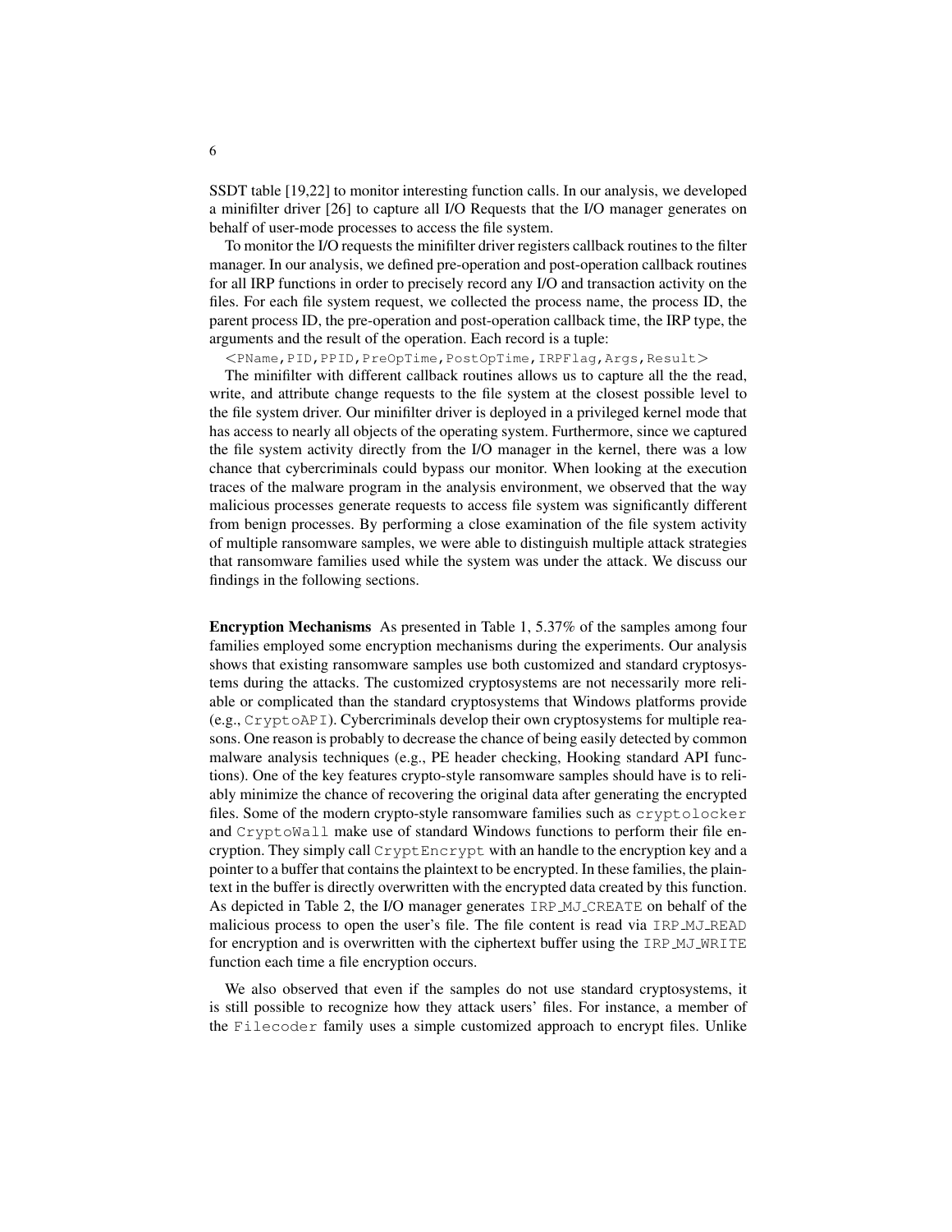SSDT table [19,22] to monitor interesting function calls. In our analysis, we developed a minifilter driver [26] to capture all I/O Requests that the I/O manager generates on behalf of user-mode processes to access the file system.

To monitor the I/O requests the minifilter driver registers callback routines to the filter manager. In our analysis, we defined pre-operation and post-operation callback routines for all IRP functions in order to precisely record any I/O and transaction activity on the files. For each file system request, we collected the process name, the process ID, the parent process ID, the pre-operation and post-operation callback time, the IRP type, the arguments and the result of the operation. Each record is a tuple:

<PName,PID,PPID,PreOpTime,PostOpTime,IRPFlag,Args,Result>

The minifilter with different callback routines allows us to capture all the the read, write, and attribute change requests to the file system at the closest possible level to the file system driver. Our minifilter driver is deployed in a privileged kernel mode that has access to nearly all objects of the operating system. Furthermore, since we captured the file system activity directly from the I/O manager in the kernel, there was a low chance that cybercriminals could bypass our monitor. When looking at the execution traces of the malware program in the analysis environment, we observed that the way malicious processes generate requests to access file system was significantly different from benign processes. By performing a close examination of the file system activity of multiple ransomware samples, we were able to distinguish multiple attack strategies that ransomware families used while the system was under the attack. We discuss our findings in the following sections.

**Encryption Mechanisms** As presented in Table 1, 5.37% of the samples among four families employed some encryption mechanisms during the experiments. Our analysis shows that existing ransomware samples use both customized and standard cryptosystems during the attacks. The customized cryptosystems are not necessarily more reliable or complicated than the standard cryptosystems that Windows platforms provide (e.g., CryptoAPI). Cybercriminals develop their own cryptosystems for multiple reasons. One reason is probably to decrease the chance of being easily detected by common malware analysis techniques (e.g., PE header checking, Hooking standard API functions). One of the key features crypto-style ransomware samples should have is to reliably minimize the chance of recovering the original data after generating the encrypted files. Some of the modern crypto-style ransomware families such as cryptolocker and CryptoWall make use of standard Windows functions to perform their file encryption. They simply call CryptEncrypt with an handle to the encryption key and a pointer to a buffer that contains the plaintext to be encrypted. In these families, the plaintext in the buffer is directly overwritten with the encrypted data created by this function. As depicted in Table 2, the I/O manager generates IRP_MJ_CREATE on behalf of the malicious process to open the user's file. The file content is read via IRP_MJ_READ for encryption and is overwritten with the ciphertext buffer using the IRP_MJ_WRITE function each time a file encryption occurs.

We also observed that even if the samples do not use standard cryptosystems, it is still possible to recognize how they attack users' files. For instance, a member of the Filecoder family uses a simple customized approach to encrypt files. Unlike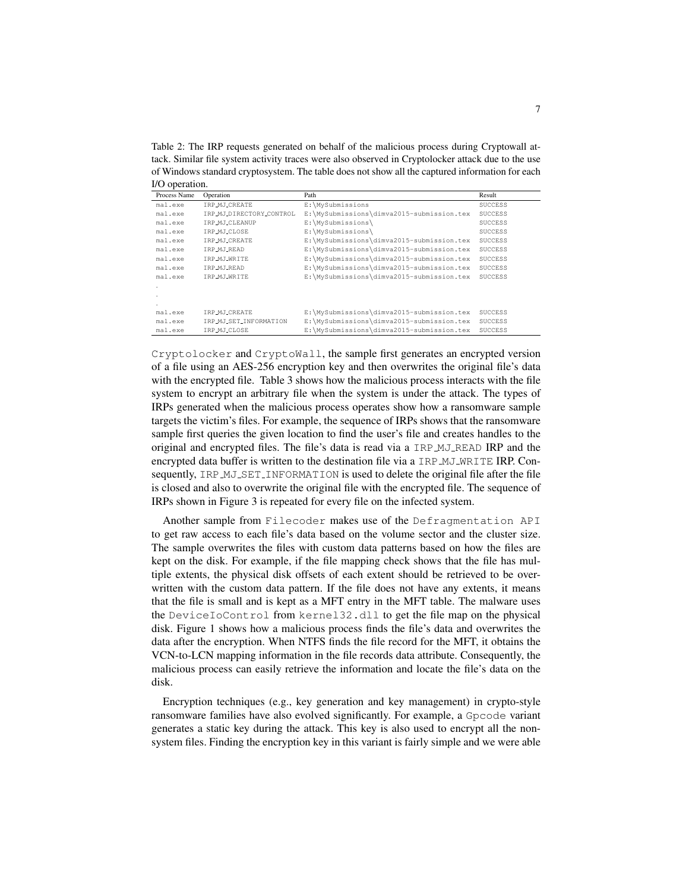Table 2: The IRP requests generated on behalf of the malicious process during Cryptowall attack. Similar file system activity traces were also observed in Cryptolocker attack due to the use of Windows standard cryptosystem. The table does not show all the captured information for each I/O operation.

| Process Name | Operation | Path | Result |
|---|---|---|---|
| mal.exe | IRP_MJ_CREATE | E:\MySubmissions | SUCCESS |
| mal.exe | IRP_MJ_DIRECTORY_CONTROL | E:\MySubmissions\dimva2015-submission.tex | SUCCESS |
| mal.exe | IRP_MJ_CLEANUP | E:\MySubmissions\ | SUCCESS |
| mal.exe | IRP_MJ_CLOSE | E:\MySubmissions\ | SUCCESS |
| mal.exe | IRP_MJ_CREATE | E:\MySubmissions\dimva2015-submission.tex | SUCCESS |
| mal.exe | IRP_MJ_READ | E:\MySubmissions\dimva2015-submission.tex | SUCCESS |
| mal.exe | IRP_MJ_WRITE | E:\MySubmissions\dimva2015-submission.tex | SUCCESS |
| mal.exe | IRP_MJ_READ | E:\MySubmissions\dimva2015-submission.tex | SUCCESS |
| mal.exe | IRP_MJ_WRITE | E:\MySubmissions\dimva2015-submission.tex | SUCCESS |
| . | | | |
| . | | | |
| . | | | |
| mal.exe | IRP_MJ_CREATE | E:\MySubmissions\dimva2015-submission.tex | SUCCESS |
| mal.exe | IRP_MJ_SET_INFORMATION | E:\MySubmissions\dimva2015-submission.tex | SUCCESS |
| mal.exe | IRP_MJ_CLOSE | E:\MySubmissions\dimva2015-submission.tex | SUCCESS |

Cryptolocker and CryptoWall, the sample first generates an encrypted version of a file using an AES-256 encryption key and then overwrites the original file's data with the encrypted file. Table 3 shows how the malicious process interacts with the file system to encrypt an arbitrary file when the system is under the attack. The types of IRPs generated when the malicious process operates show how a ransomware sample targets the victim's files. For example, the sequence of IRPs shows that the ransomware sample first queries the given location to find the user's file and creates handles to the original and encrypted files. The file's data is read via a IRP_MJ_READ IRP and the encrypted data buffer is written to the destination file via a IRP_MJ_WRITE IRP. Consequently, IRP_MJ_SET_INFORMATION is used to delete the original file after the file is closed and also to overwrite the original file with the encrypted file. The sequence of IRPs shown in Figure 3 is repeated for every file on the infected system.

Another sample from Filecoder makes use of the Defragmentation API to get raw access to each file's data based on the volume sector and the cluster size. The sample overwrites the files with custom data patterns based on how the files are kept on the disk. For example, if the file mapping check shows that the file has multiple extents, the physical disk offsets of each extent should be retrieved to be overwritten with the custom data pattern. If the file does not have any extents, it means that the file is small and is kept as a MFT entry in the MFT table. The malware uses the DeviceIoControl from kernel32.dll to get the file map on the physical disk. Figure 1 shows how a malicious process finds the file's data and overwrites the data after the encryption. When NTFS finds the file record for the MFT, it obtains the VCN-to-LCN mapping information in the file records data attribute. Consequently, the malicious process can easily retrieve the information and locate the file's data on the disk.

Encryption techniques (e.g., key generation and key management) in crypto-style ransomware families have also evolved significantly. For example, a Gpcode variant generates a static key during the attack. This key is also used to encrypt all the non-system files. Finding the encryption key in this variant is fairly simple and we were able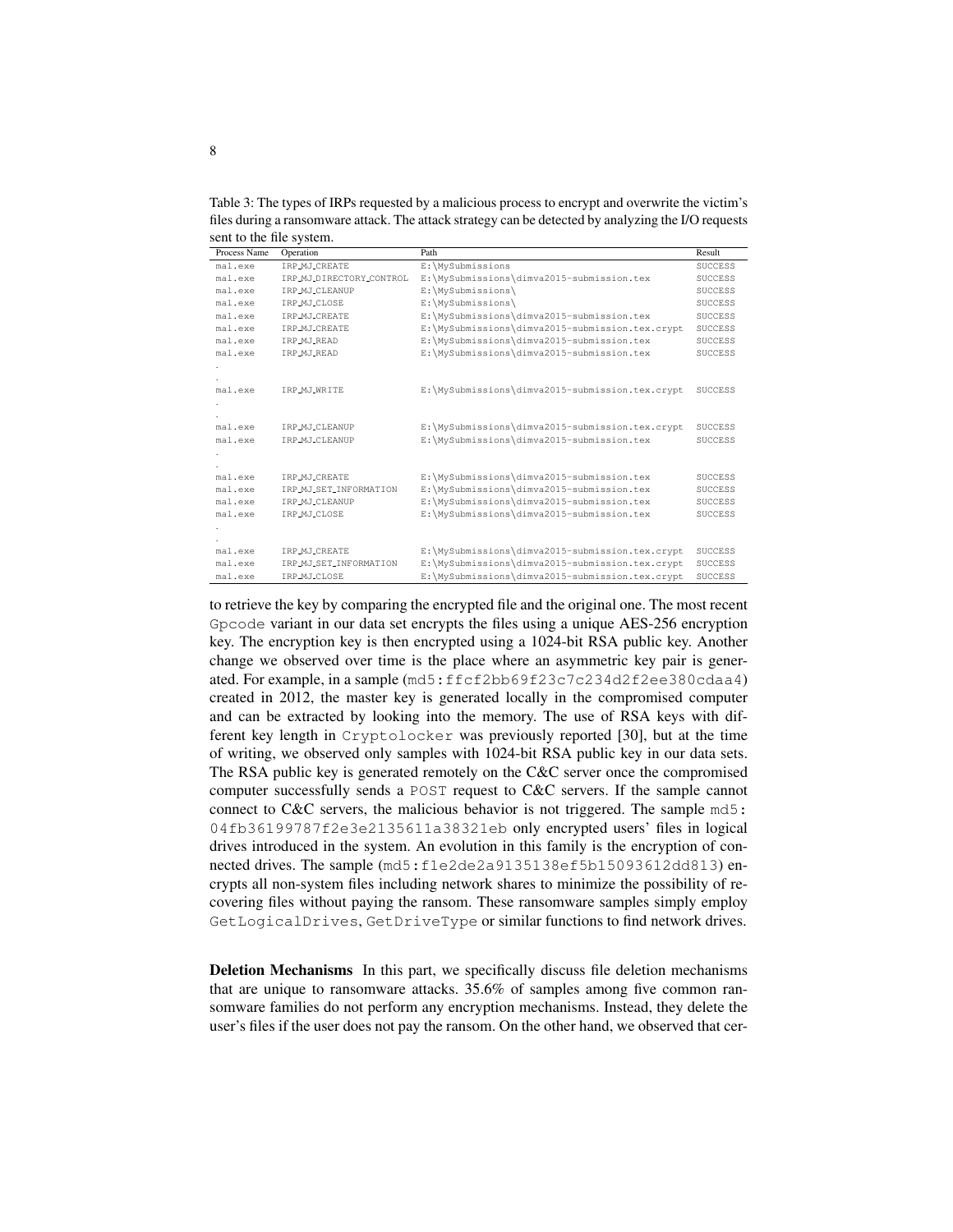Table 3: The types of IRPs requested by a malicious process to encrypt and overwrite the victim's files during a ransomware attack. The attack strategy can be detected by analyzing the I/O requests sent to the file system.

| Process Name | Operation | Path | Result |
|---|---|---|---|
| mal.exe | IRP_MJ_CREATE | E:\MySubmissions | SUCCESS |
| mal.exe | IRP_MJ_DIRECTORY_CONTROL | E:\MySubmissions\dimva2015-submission.tex | SUCCESS |
| mal.exe | IRP_MJ_CLEANUP | E:\MySubmissions\ | SUCCESS |
| mal.exe | IRP_MJ_CLOSE | E:\MySubmissions\ | SUCCESS |
| mal.exe | IRP_MJ_CREATE | E:\MySubmissions\dimva2015-submission.tex | SUCCESS |
| mal.exe | IRP_MJ_CREATE | E:\MySubmissions\dimva2015-submission.tex.crypt | SUCCESS |
| mal.exe | IRP_MJ_READ | E:\MySubmissions\dimva2015-submission.tex | SUCCESS |
| mal.exe | IRP_MJ_READ | E:\MySubmissions\dimva2015-submission.tex | SUCCESS |
| . | | | |
| . | | | |
| mal.exe | IRP_MJ_WRITE | E:\MySubmissions\dimva2015-submission.tex.crypt | SUCCESS |
| . | | | |
| . | | | |
| mal.exe | IRP_MJ_CLEANUP | E:\MySubmissions\dimva2015-submission.tex.crypt | SUCCESS |
| mal.exe | IRP_MJ_CLEANUP | E:\MySubmissions\dimva2015-submission.tex | SUCCESS |
| . | | | |
| . | | | |
| mal.exe | IRP_MJ_CREATE | E:\MySubmissions\dimva2015-submission.tex | SUCCESS |
| mal.exe | IRP_MJ_SET_INFORMATION | E:\MySubmissions\dimva2015-submission.tex | SUCCESS |
| mal.exe | IRP_MJ_CLEANUP | E:\MySubmissions\dimva2015-submission.tex | SUCCESS |
| mal.exe | IRP_MJ_CLOSE | E:\MySubmissions\dimva2015-submission.tex | SUCCESS |
| . | | | |
| . | | | |
| mal.exe | IRP_MJ_CREATE | E:\MySubmissions\dimva2015-submission.tex.crypt | SUCCESS |
| mal.exe | IRP_MJ_SET_INFORMATION | E:\MySubmissions\dimva2015-submission.tex.crypt | SUCCESS |
| mal.exe | IRP_MJ_CLOSE | E:\MySubmissions\dimva2015-submission.tex.crypt | SUCCESS |

to retrieve the key by comparing the encrypted file and the original one. The most recent Gpcode variant in our data set encrypts the files using a unique AES-256 encryption key. The encryption key is then encrypted using a 1024-bit RSA public key. Another change we observed over time is the place where an asymmetric key pair is generated. For example, in a sample (md5:ffcf2bb69f23c7c234d2f2ee380cdaa4) created in 2012, the master key is generated locally in the compromised computer and can be extracted by looking into the memory. The use of RSA keys with different key length in Cryptolocker was previously reported [30], but at the time of writing, we observed only samples with 1024-bit RSA public key in our data sets. The RSA public key is generated remotely on the C&C server once the compromised computer successfully sends a POST request to C&C servers. If the sample cannot connect to C&C servers, the malicious behavior is not triggered. The sample md5:04fb36199787f2e3e2135611a38321eb only encrypted users' files in logical drives introduced in the system. An evolution in this family is the encryption of connected drives. The sample (md5:f1e2de2a9135138ef5b15093612dd813) encrypts all non-system files including network shares to minimize the possibility of recovering files without paying the ransom. These ransomware samples simply employ GetLogicalDrives, GetDriveType or similar functions to find network drives.

**Deletion Mechanisms** In this part, we specifically discuss file deletion mechanisms that are unique to ransomware attacks. 35.6% of samples among five common ransomware families do not perform any encryption mechanisms. Instead, they delete the user's files if the user does not pay the ransom. On the other hand, we observed that cer-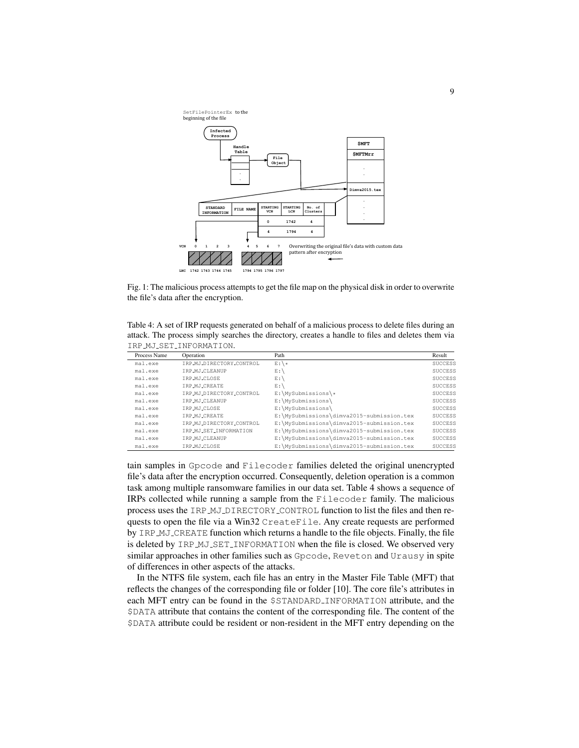Fig. 1: The malicious process attempts to get the file map on the physical disk in order to overwrite the file's data after the encryption.

Table 4: A set of IRP requests generated on behalf of a malicious process to delete files during an attack. The process simply searches the directory, creates a handle to files and deletes them via IRP_MJ_SET_INFORMATION.

| Process Name | Operation | Path | Result |
|---|---|---|---|
| mal.exe | IRP_MJ_DIRECTORY_CONTROL | E:\* | SUCCESS |
| mal.exe | IRP_MJ_CLEANUP | E:\ | SUCCESS |
| mal.exe | IRP_MJ_CLOSE | E:\ | SUCCESS |
| mal.exe | IRP_MJ_CREATE | E:\ | SUCCESS |
| mal.exe | IRP_MJ_DIRECTORY_CONTROL | E:\MySubmissions\* | SUCCESS |
| mal.exe | IRP_MJ_CLEANUP | E:\MySubmissions\ | SUCCESS |
| mal.exe | IRP_MJ_CLOSE | E:\MySubmissions\ | SUCCESS |
| mal.exe | IRP_MJ_CREATE | E:\MySubmissions\dimva2015-submission.tex | SUCCESS |
| mal.exe | IRP_MJ_DIRECTORY_CONTROL | E:\MySubmissions\dimva2015-submission.tex | SUCCESS |
| mal.exe | IRP_MJ_SET_INFORMATION | E:\MySubmissions\dimva2015-submission.tex | SUCCESS |
| mal.exe | IRP_MJ_CLEANUP | E:\MySubmissions\dimva2015-submission.tex | SUCCESS |
| mal.exe | IRP_MJ_CLOSE | E:\MySubmissions\dimva2015-submission.tex | SUCCESS |

tain samples in Gpcode and Filecoder families deleted the original unencrypted file's data after the encryption occurred. Consequently, deletion operation is a common task among multiple ransomware families in our data set. Table 4 shows a sequence of IRPs collected while running a sample from the Filecoder family. The malicious process uses the IRP_MJ_DIRECTORY_CONTROL function to list the files and then requests to open the file via a Win32 CreateFile. Any create requests are performed by IRP_MJ_CREATE function which returns a handle to the file objects. Finally, the file is deleted by IRP_MJ_SET_INFORMATION when the file is closed. We observed very similar approaches in other families such as Gpcode, Reveton and Urausy in spite of differences in other aspects of the attacks.

In the NTFS file system, each file has an entry in the Master File Table (MFT) that reflects the changes of the corresponding file or folder [10]. The core file's attributes in each MFT entry can be found in the $STANDARD_INFORMATION attribute, and the $DATA attribute that contains the content of the corresponding file. The content of the $DATA attribute could be resident or non-resident in the MFT entry depending on the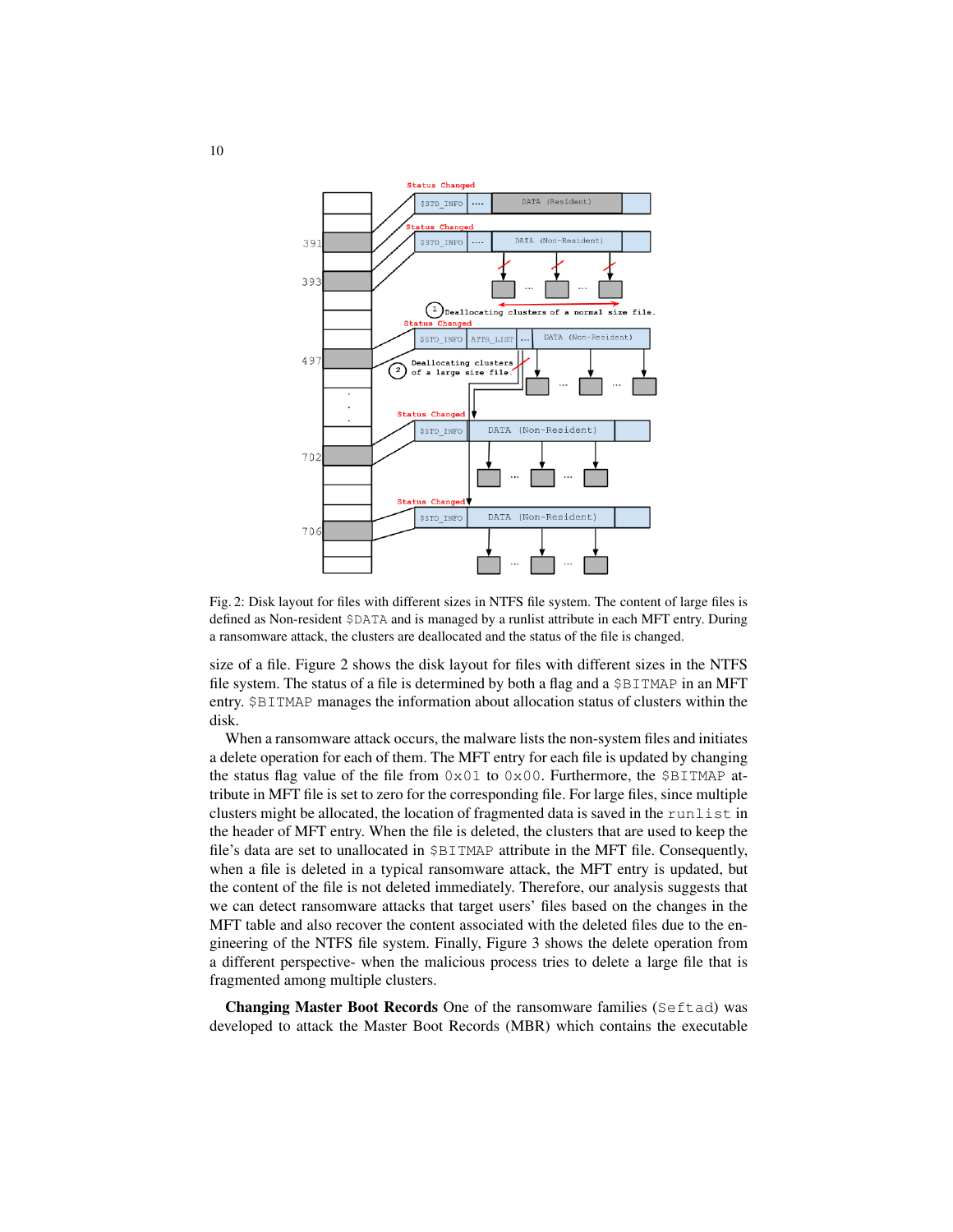Status Changed

$STD_INFO .... DATA (Resident)

Status Changed

391

$STD_INFO .... DATA (Non-Resident)

393

1 Deallocating clusters of a normal size file.

Status Changed

$STD_INFO ATTR_LIST ... DATA (Non-Resident)

497

2 Deallocating clusters of a large size file.

Status Changed

$STD_INFO DATA (Non-Resident)

702

Status Changed

$STD_INFO DATA (Non-Resident)

706

Fig. 2: Disk layout for files with different sizes in NTFS file system. The content of large files is defined as Non-resident `$DATA` and is managed by a runlist attribute in each MFT entry. During a ransomware attack, the clusters are deallocated and the status of the file is changed.

size of a file. Figure 2 shows the disk layout for files with different sizes in the NTFS file system. The status of a file is determined by both a flag and a `$BITMAP` in an MFT entry. `$BITMAP` manages the information about allocation status of clusters within the disk.

When a ransomware attack occurs, the malware lists the non-system files and initiates a delete operation for each of them. The MFT entry for each file is updated by changing the status flag value of the file from `0x01` to `0x00`. Furthermore, the `$BITMAP` attribute in MFT file is set to zero for the corresponding file. For large files, since multiple clusters might be allocated, the location of fragmented data is saved in the `runlist` in the header of MFT entry. When the file is deleted, the clusters that are used to keep the file's data are set to unallocated in `$BITMAP` attribute in the MFT file. Consequently, when a file is deleted in a typical ransomware attack, the MFT entry is updated, but the content of the file is not deleted immediately. Therefore, our analysis suggests that we can detect ransomware attacks that target users' files based on the changes in the MFT table and also recover the content associated with the deleted files due to the engineering of the NTFS file system. Finally, Figure 3 shows the delete operation from a different perspective- when the malicious process tries to delete a large file that is fragmented among multiple clusters.

**Changing Master Boot Records** One of the ransomware families (`Seftad`) was developed to attack the Master Boot Records (MBR) which contains the executable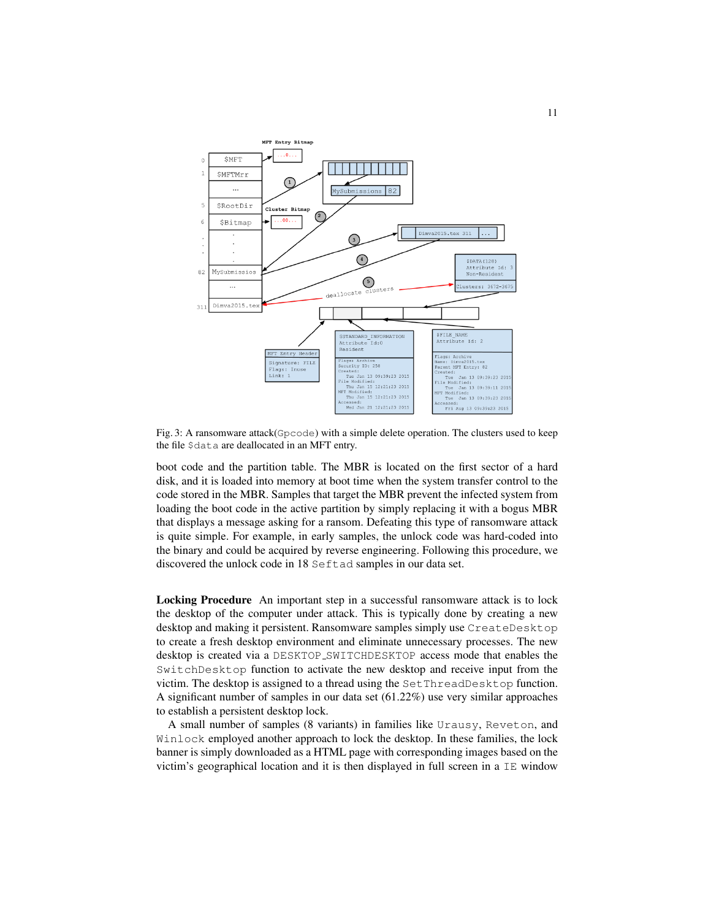Fig. 3: A ransomware attack(`Gpcode`) with a simple delete operation. The clusters used to keep the file `$data` are deallocated in an MFT entry.

boot code and the partition table. The MBR is located on the first sector of a hard disk, and it is loaded into memory at boot time when the system transfer control to the code stored in the MBR. Samples that target the MBR prevent the infected system from loading the boot code in the active partition by simply replacing it with a bogus MBR that displays a message asking for a ransom. Defeating this type of ransomware attack is quite simple. For example, in early samples, the unlock code was hard-coded into the binary and could be acquired by reverse engineering. Following this procedure, we discovered the unlock code in 18 `Seftad` samples in our data set.

**Locking Procedure** An important step in a successful ransomware attack is to lock the desktop of the computer under attack. This is typically done by creating a new desktop and making it persistent. Ransomware samples simply use `CreateDesktop` to create a fresh desktop environment and eliminate unnecessary processes. The new desktop is created via a `DESKTOP_SWITCHDESKTOP` access mode that enables the `SwitchDesktop` function to activate the new desktop and receive input from the victim. The desktop is assigned to a thread using the `SetThreadDesktop` function. A significant number of samples in our data set (61.22%) use very similar approaches to establish a persistent desktop lock.

A small number of samples (8 variants) in families like `Urausy`, `Reveton`, and `Winlock` employed another approach to lock the desktop. In these families, the lock banner is simply downloaded as a HTML page with corresponding images based on the victim's geographical location and it is then displayed in full screen in a `IE` window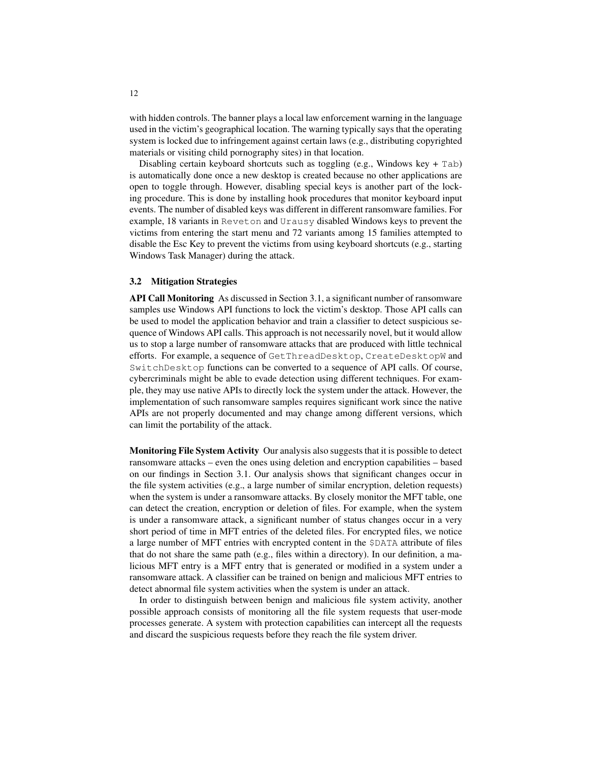with hidden controls. The banner plays a local law enforcement warning in the language used in the victim's geographical location. The warning typically says that the operating system is locked due to infringement against certain laws (e.g., distributing copyrighted materials or visiting child pornography sites) in that location.

Disabling certain keyboard shortcuts such as toggling (e.g., Windows key + Tab) is automatically done once a new desktop is created because no other applications are open to toggle through. However, disabling special keys is another part of the locking procedure. This is done by installing hook procedures that monitor keyboard input events. The number of disabled keys was different in different ransomware families. For example, 18 variants in Reveton and Urausy disabled Windows keys to prevent the victims from entering the start menu and 72 variants among 15 families attempted to disable the Esc Key to prevent the victims from using keyboard shortcuts (e.g., starting Windows Task Manager) during the attack.

### 3.2 Mitigation Strategies

**API Call Monitoring** As discussed in Section 3.1, a significant number of ransomware samples use Windows API functions to lock the victim's desktop. Those API calls can be used to model the application behavior and train a classifier to detect suspicious sequence of Windows API calls. This approach is not necessarily novel, but it would allow us to stop a large number of ransomware attacks that are produced with little technical efforts. For example, a sequence of GetThreadDesktop, CreateDesktopW and SwitchDesktop functions can be converted to a sequence of API calls. Of course, cybercriminals might be able to evade detection using different techniques. For example, they may use native APIs to directly lock the system under the attack. However, the implementation of such ransomware samples requires significant work since the native APIs are not properly documented and may change among different versions, which can limit the portability of the attack.

**Monitoring File System Activity** Our analysis also suggests that it is possible to detect ransomware attacks – even the ones using deletion and encryption capabilities – based on our findings in Section 3.1. Our analysis shows that significant changes occur in the file system activities (e.g., a large number of similar encryption, deletion requests) when the system is under a ransomware attacks. By closely monitor the MFT table, one can detect the creation, encryption or deletion of files. For example, when the system is under a ransomware attack, a significant number of status changes occur in a very short period of time in MFT entries of the deleted files. For encrypted files, we notice a large number of MFT entries with encrypted content in the $DATA attribute of files that do not share the same path (e.g., files within a directory). In our definition, a malicious MFT entry is a MFT entry that is generated or modified in a system under a ransomware attack. A classifier can be trained on benign and malicious MFT entries to detect abnormal file system activities when the system is under an attack.

In order to distinguish between benign and malicious file system activity, another possible approach consists of monitoring all the file system requests that user-mode processes generate. A system with protection capabilities can intercept all the requests and discard the suspicious requests before they reach the file system driver.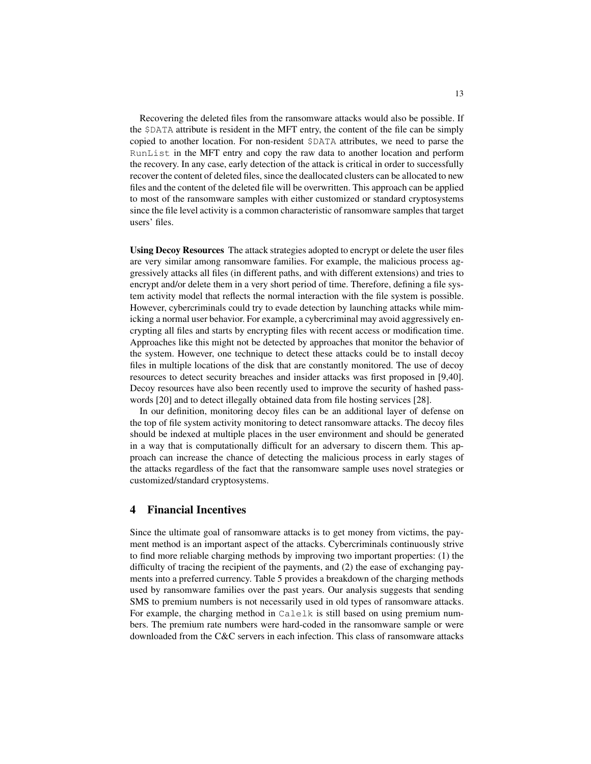Recovering the deleted files from the ransomware attacks would also be possible. If the `$DATA` attribute is resident in the MFT entry, the content of the file can be simply copied to another location. For non-resident `$DATA` attributes, we need to parse the `RunList` in the MFT entry and copy the raw data to another location and perform the recovery. In any case, early detection of the attack is critical in order to successfully recover the content of deleted files, since the deallocated clusters can be allocated to new files and the content of the deleted file will be overwritten. This approach can be applied to most of the ransomware samples with either customized or standard cryptosystems since the file level activity is a common characteristic of ransomware samples that target users' files.

**Using Decoy Resources** The attack strategies adopted to encrypt or delete the user files are very similar among ransomware families. For example, the malicious process aggressively attacks all files (in different paths, and with different extensions) and tries to encrypt and/or delete them in a very short period of time. Therefore, defining a file system activity model that reflects the normal interaction with the file system is possible. However, cybercriminals could try to evade detection by launching attacks while mimicking a normal user behavior. For example, a cybercriminal may avoid aggressively encrypting all files and starts by encrypting files with recent access or modification time. Approaches like this might not be detected by approaches that monitor the behavior of the system. However, one technique to detect these attacks could be to install decoy files in multiple locations of the disk that are constantly monitored. The use of decoy resources to detect security breaches and insider attacks was first proposed in [9,40]. Decoy resources have also been recently used to improve the security of hashed passwords [20] and to detect illegally obtained data from file hosting services [28].

In our definition, monitoring decoy files can be an additional layer of defense on the top of file system activity monitoring to detect ransomware attacks. The decoy files should be indexed at multiple places in the user environment and should be generated in a way that is computationally difficult for an adversary to discern them. This approach can increase the chance of detecting the malicious process in early stages of the attacks regardless of the fact that the ransomware sample uses novel strategies or customized/standard cryptosystems.

## 4 Financial Incentives

Since the ultimate goal of ransomware attacks is to get money from victims, the payment method is an important aspect of the attacks. Cybercriminals continuously strive to find more reliable charging methods by improving two important properties: (1) the difficulty of tracing the recipient of the payments, and (2) the ease of exchanging payments into a preferred currency. Table 5 provides a breakdown of the charging methods used by ransomware families over the past years. Our analysis suggests that sending SMS to premium numbers is not necessarily used in old types of ransomware attacks. For example, the charging method in `Calelk` is still based on using premium numbers. The premium rate numbers were hard-coded in the ransomware sample or were downloaded from the C&C servers in each infection. This class of ransomware attacks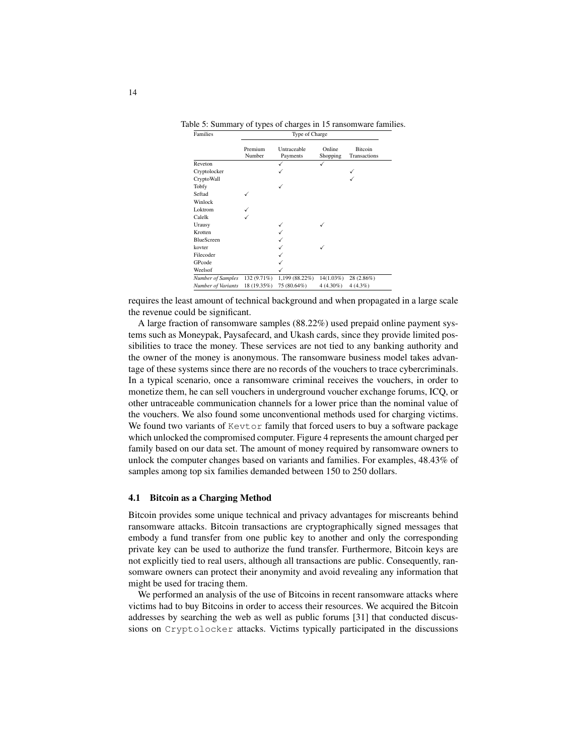Table 5: Summary of types of charges in 15 ransomware families.

| Families | Type of Charge | | | |
|---|---|---|---|---|
| | Premium Number | Untraceable Payments | Online Shopping | Bitcoin Transactions |
| Reveton | | ✓ | ✓ | |
| Cryptolocker | | ✓ | | ✓ |
| CryptoWall | | | | ✓ |
| Tobfy | | ✓ | | |
| Seftad | ✓ | | | |
| Winlock | | | | |
| Loktrom | ✓ | | | |
| Calelk | ✓ | | | |
| Urausy | | ✓ | ✓ | |
| Krotten | | ✓ | | |
| BlueScreen | | ✓ | | |
| kovter | | ✓ | ✓ | |
| Filecoder | | ✓ | | |
| GPcode | | ✓ | | |
| Weelsof | | ✓ | | |
| *Number of Samples* | 132 (9.71%) | 1,199 (88.22%) | 14(1.03%) | 28 (2.86%) |
| *Number of Variants* | 18 (19.35%) | 75 (80.64%) | 4 (4.30%) | 4 (4.3%) |

requires the least amount of technical background and when propagated in a large scale the revenue could be significant.

A large fraction of ransomware samples (88.22%) used prepaid online payment systems such as Moneypak, Paysafecard, and Ukash cards, since they provide limited possibilities to trace the money. These services are not tied to any banking authority and the owner of the money is anonymous. The ransomware business model takes advantage of these systems since there are no records of the vouchers to trace cybercriminals. In a typical scenario, once a ransomware criminal receives the vouchers, in order to monetize them, he can sell vouchers in underground voucher exchange forums, ICQ, or other untraceable communication channels for a lower price than the nominal value of the vouchers. We also found some unconventional methods used for charging victims. We found two variants of `Kevtor` family that forced users to buy a software package which unlocked the compromised computer. Figure 4 represents the amount charged per family based on our data set. The amount of money required by ransomware owners to unlock the computer changes based on variants and families. For examples, 48.43% of samples among top six families demanded between 150 to 250 dollars.

### 4.1 Bitcoin as a Charging Method

Bitcoin provides some unique technical and privacy advantages for miscreants behind ransomware attacks. Bitcoin transactions are cryptographically signed messages that embody a fund transfer from one public key to another and only the corresponding private key can be used to authorize the fund transfer. Furthermore, Bitcoin keys are not explicitly tied to real users, although all transactions are public. Consequently, ransomware owners can protect their anonymity and avoid revealing any information that might be used for tracing them.

We performed an analysis of the use of Bitcoins in recent ransomware attacks where victims had to buy Bitcoins in order to access their resources. We acquired the Bitcoin addresses by searching the web as well as public forums [31] that conducted discussions on `Cryptolocker` attacks. Victims typically participated in the discussions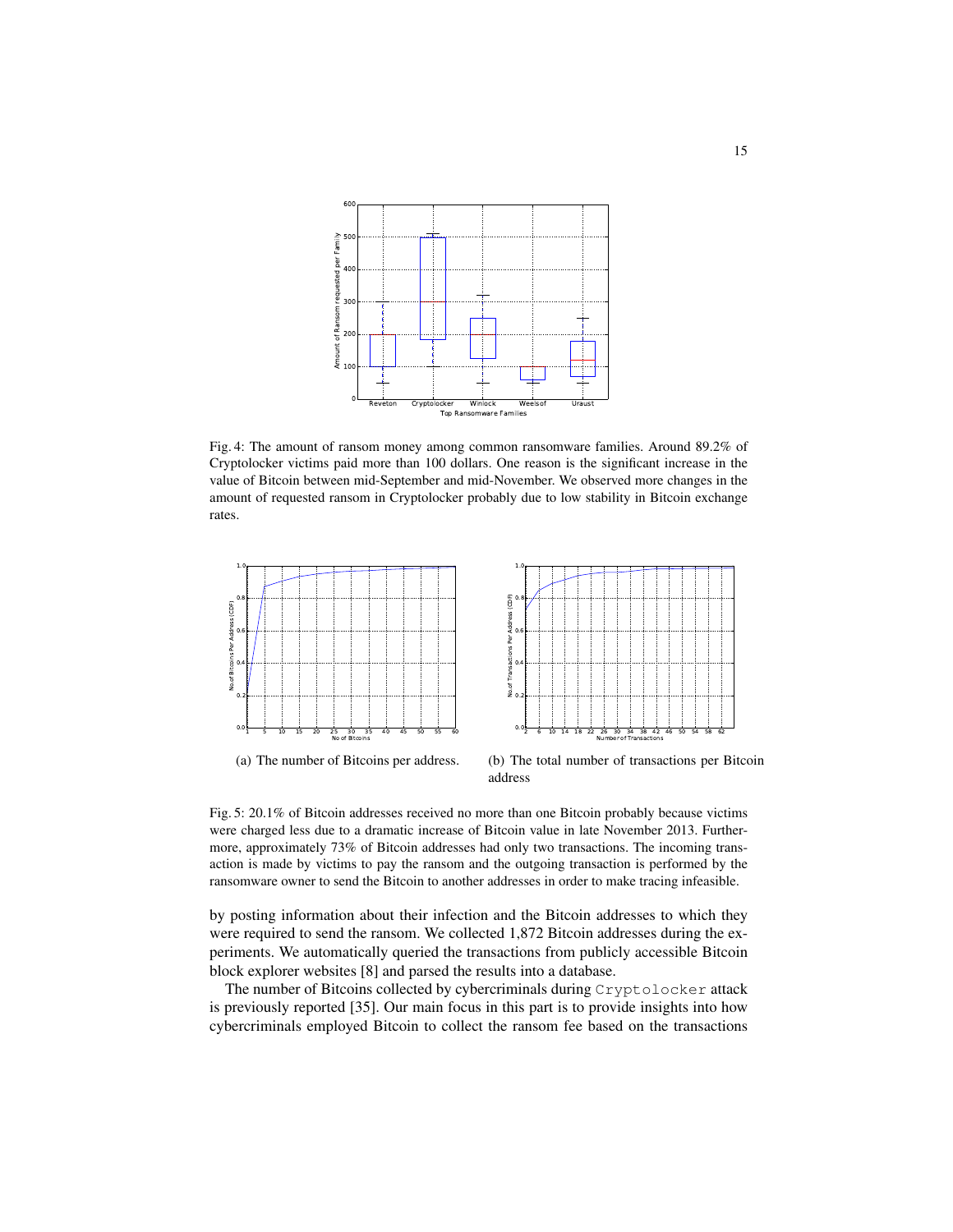Fig. 4: The amount of ransom money among common ransomware families. Around 89.2% of Cryptolocker victims paid more than 100 dollars. One reason is the significant increase in the value of Bitcoin between mid-September and mid-November. We observed more changes in the amount of requested ransom in Cryptolocker probably due to low stability in Bitcoin exchange rates.

(a) The number of Bitcoins per address.

(b) The total number of transactions per Bitcoin address

Fig. 5: 20.1% of Bitcoin addresses received no more than one Bitcoin probably because victims were charged less due to a dramatic increase of Bitcoin value in late November 2013. Furthermore, approximately 73% of Bitcoin addresses had only two transactions. The incoming transaction is made by victims to pay the ransom and the outgoing transaction is performed by the ransomware owner to send the Bitcoin to another addresses in order to make tracing infeasible.

by posting information about their infection and the Bitcoin addresses to which they were required to send the ransom. We collected 1,872 Bitcoin addresses during the experiments. We automatically queried the transactions from publicly accessible Bitcoin block explorer websites [8] and parsed the results into a database.

The number of Bitcoins collected by cybercriminals during `Cryptolocker` attack is previously reported [35]. Our main focus in this part is to provide insights into how cybercriminals employed Bitcoin to collect the ransom fee based on the transactions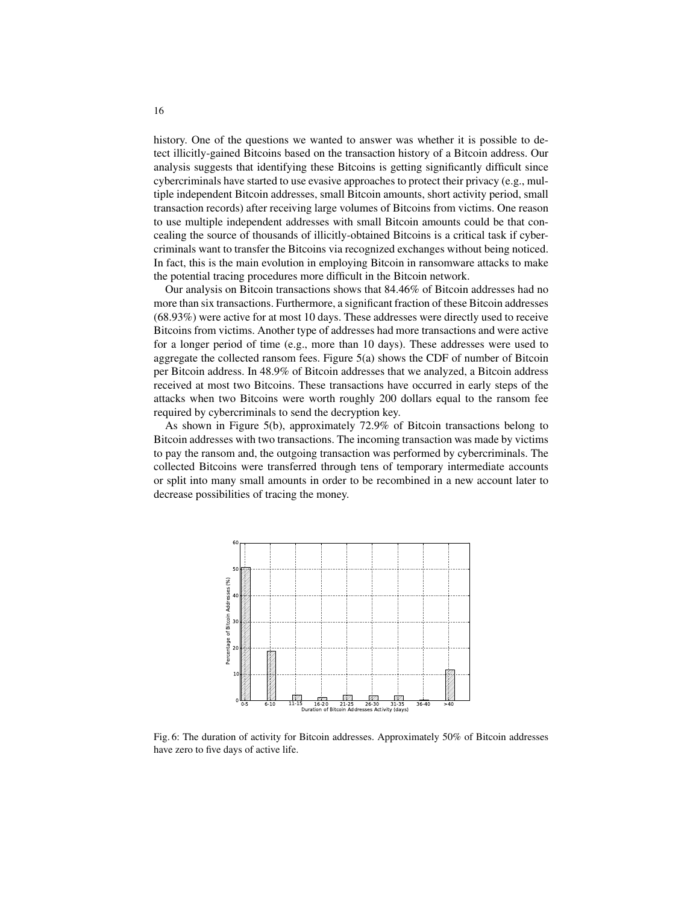history. One of the questions we wanted to answer was whether it is possible to detect illicitly-gained Bitcoins based on the transaction history of a Bitcoin address. Our analysis suggests that identifying these Bitcoins is getting significantly difficult since cybercriminals have started to use evasive approaches to protect their privacy (e.g., multiple independent Bitcoin addresses, small Bitcoin amounts, short activity period, small transaction records) after receiving large volumes of Bitcoins from victims. One reason to use multiple independent addresses with small Bitcoin amounts could be that concealing the source of thousands of illicitly-obtained Bitcoins is a critical task if cybercriminals want to transfer the Bitcoins via recognized exchanges without being noticed. In fact, this is the main evolution in employing Bitcoin in ransomware attacks to make the potential tracing procedures more difficult in the Bitcoin network.

Our analysis on Bitcoin transactions shows that 84.46% of Bitcoin addresses had no more than six transactions. Furthermore, a significant fraction of these Bitcoin addresses (68.93%) were active for at most 10 days. These addresses were directly used to receive Bitcoins from victims. Another type of addresses had more transactions and were active for a longer period of time (e.g., more than 10 days). These addresses were used to aggregate the collected ransom fees. Figure 5(a) shows the CDF of number of Bitcoin per Bitcoin address. In 48.9% of Bitcoin addresses that we analyzed, a Bitcoin address received at most two Bitcoins. These transactions have occurred in early steps of the attacks when two Bitcoins were worth roughly 200 dollars equal to the ransom fee required by cybercriminals to send the decryption key.

As shown in Figure 5(b), approximately 72.9% of Bitcoin transactions belong to Bitcoin addresses with two transactions. The incoming transaction was made by victims to pay the ransom and, the outgoing transaction was performed by cybercriminals. The collected Bitcoins were transferred through tens of temporary intermediate accounts or split into many small amounts in order to be recombined in a new account later to decrease possibilities of tracing the money.

Fig. 6: The duration of activity for Bitcoin addresses. Approximately 50% of Bitcoin addresses have zero to five days of active life.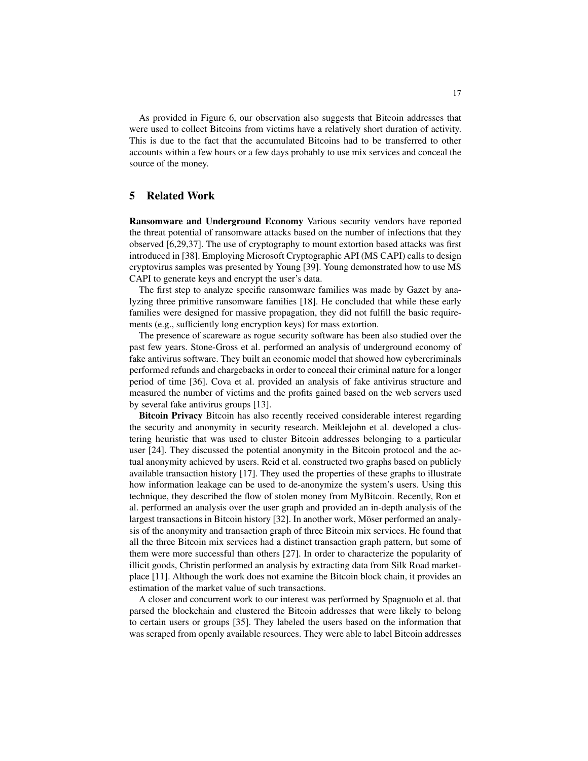As provided in Figure 6, our observation also suggests that Bitcoin addresses that were used to collect Bitcoins from victims have a relatively short duration of activity. This is due to the fact that the accumulated Bitcoins had to be transferred to other accounts within a few hours or a few days probably to use mix services and conceal the source of the money.

## 5 Related Work

**Ransomware and Underground Economy** Various security vendors have reported the threat potential of ransomware attacks based on the number of infections that they observed [6,29,37]. The use of cryptography to mount extortion based attacks was first introduced in [38]. Employing Microsoft Cryptographic API (MS CAPI) calls to design cryptovirus samples was presented by Young [39]. Young demonstrated how to use MS CAPI to generate keys and encrypt the user's data.

The first step to analyze specific ransomware families was made by Gazet by analyzing three primitive ransomware families [18]. He concluded that while these early families were designed for massive propagation, they did not fulfill the basic requirements (e.g., sufficiently long encryption keys) for mass extortion.

The presence of scareware as rogue security software has been also studied over the past few years. Stone-Gross et al. performed an analysis of underground economy of fake antivirus software. They built an economic model that showed how cybercriminals performed refunds and chargebacks in order to conceal their criminal nature for a longer period of time [36]. Cova et al. provided an analysis of fake antivirus structure and measured the number of victims and the profits gained based on the web servers used by several fake antivirus groups [13].

**Bitcoin Privacy** Bitcoin has also recently received considerable interest regarding the security and anonymity in security research. Meiklejohn et al. developed a clustering heuristic that was used to cluster Bitcoin addresses belonging to a particular user [24]. They discussed the potential anonymity in the Bitcoin protocol and the actual anonymity achieved by users. Reid et al. constructed two graphs based on publicly available transaction history [17]. They used the properties of these graphs to illustrate how information leakage can be used to de-anonymize the system's users. Using this technique, they described the flow of stolen money from MyBitcoin. Recently, Ron et al. performed an analysis over the user graph and provided an in-depth analysis of the largest transactions in Bitcoin history [32]. In another work, Möser performed an analysis of the anonymity and transaction graph of three Bitcoin mix services. He found that all the three Bitcoin mix services had a distinct transaction graph pattern, but some of them were more successful than others [27]. In order to characterize the popularity of illicit goods, Christin performed an analysis by extracting data from Silk Road marketplace [11]. Although the work does not examine the Bitcoin block chain, it provides an estimation of the market value of such transactions.

A closer and concurrent work to our interest was performed by Spagnuolo et al. that parsed the blockchain and clustered the Bitcoin addresses that were likely to belong to certain users or groups [35]. They labeled the users based on the information that was scraped from openly available resources. They were able to label Bitcoin addresses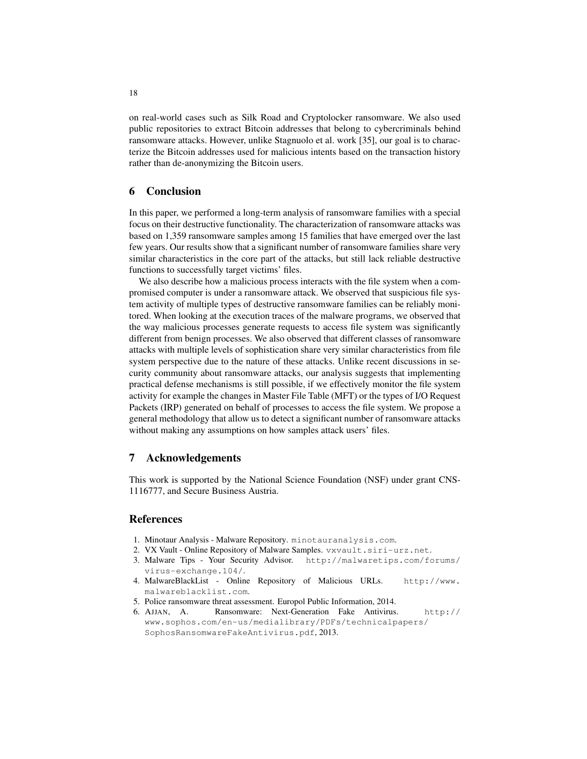on real-world cases such as Silk Road and Cryptolocker ransomware. We also used public repositories to extract Bitcoin addresses that belong to cybercriminals behind ransomware attacks. However, unlike Stagnuolo et al. work [35], our goal is to characterize the Bitcoin addresses used for malicious intents based on the transaction history rather than de-anonymizing the Bitcoin users.

## 6 Conclusion

In this paper, we performed a long-term analysis of ransomware families with a special focus on their destructive functionality. The characterization of ransomware attacks was based on 1,359 ransomware samples among 15 families that have emerged over the last few years. Our results show that a significant number of ransomware families share very similar characteristics in the core part of the attacks, but still lack reliable destructive functions to successfully target victims' files.

We also describe how a malicious process interacts with the file system when a compromised computer is under a ransomware attack. We observed that suspicious file system activity of multiple types of destructive ransomware families can be reliably monitored. When looking at the execution traces of the malware programs, we observed that the way malicious processes generate requests to access file system was significantly different from benign processes. We also observed that different classes of ransomware attacks with multiple levels of sophistication share very similar characteristics from file system perspective due to the nature of these attacks. Unlike recent discussions in security community about ransomware attacks, our analysis suggests that implementing practical defense mechanisms is still possible, if we effectively monitor the file system activity for example the changes in Master File Table (MFT) or the types of I/O Request Packets (IRP) generated on behalf of processes to access the file system. We propose a general methodology that allow us to detect a significant number of ransomware attacks without making any assumptions on how samples attack users' files.

## 7 Acknowledgements

This work is supported by the National Science Foundation (NSF) under grant CNS-1116777, and Secure Business Austria.

## References

1. Minotaur Analysis - Malware Repository. minotauranalysis.com.
2. VX Vault - Online Repository of Malware Samples. vxvault.siri-urz.net.
3. Malware Tips - Your Security Advisor. http://malwaretips.com/forums/virus-exchange.104/.
4. MalwareBlackList - Online Repository of Malicious URLs. http://www.malwareblacklist.com.
5. Police ransomware threat assessment. Europol Public Information, 2014.
6. AJJAN, A. Ransomware: Next-Generation Fake Antivirus. http://www.sophos.com/en-us/medialibrary/PDFs/technicalpapers/SophosRansomwareFakeAntivirus.pdf, 2013.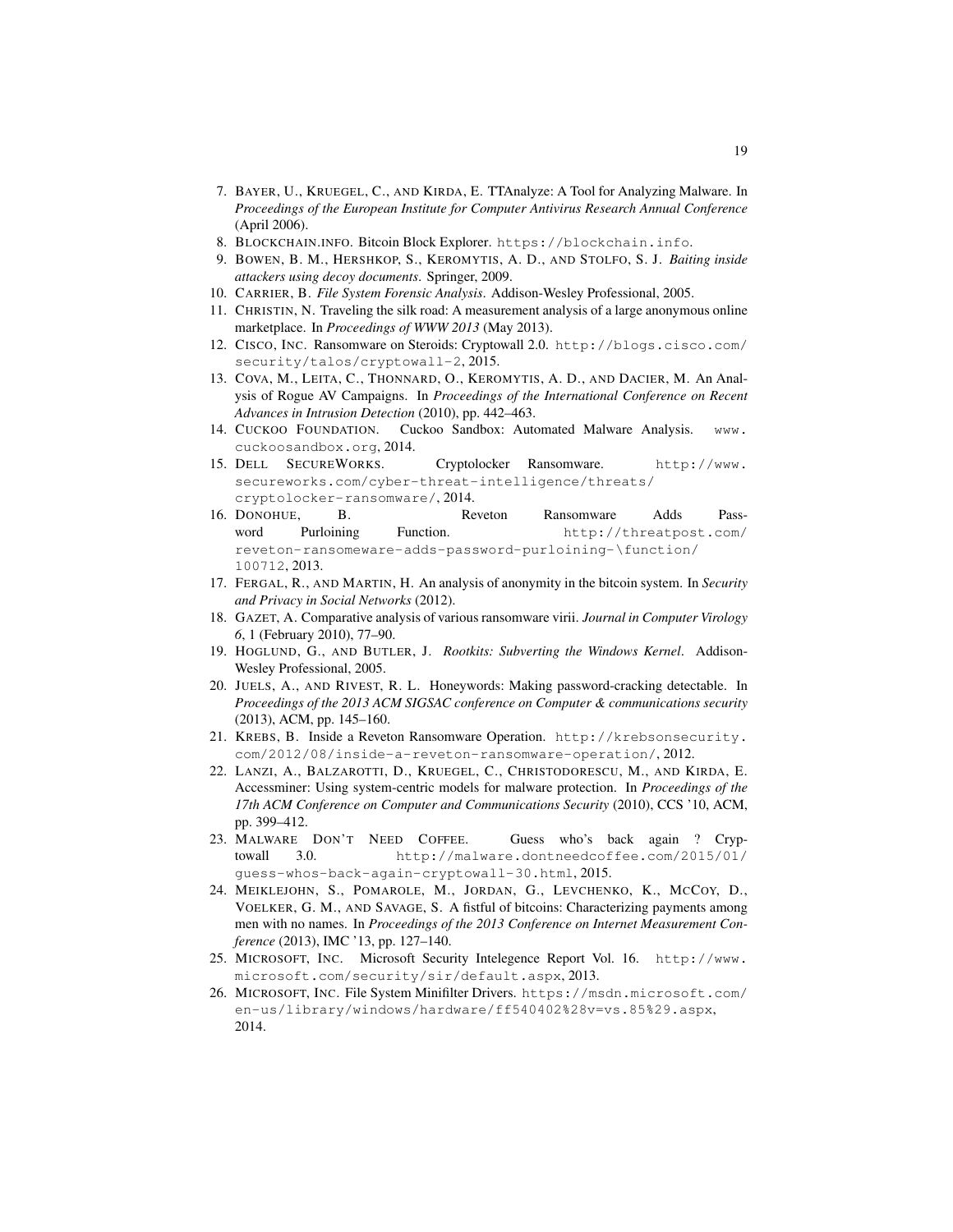7. Bayer, U., Kruegel, C., and Kirda, E. TTAnalyze: A Tool for Analyzing Malware. In *Proceedings of the European Institute for Computer Antivirus Research Annual Conference* (April 2006).
8. Blockchain.info. Bitcoin Block Explorer. https://blockchain.info.
9. Bowen, B. M., Hershkop, S., Keromytis, A. D., and Stolfo, S. J. *Baiting inside attackers using decoy documents*. Springer, 2009.
10. Carrier, B. *File System Forensic Analysis*. Addison-Wesley Professional, 2005.
11. Christin, N. Traveling the silk road: A measurement analysis of a large anonymous online marketplace. In *Proceedings of WWW 2013* (May 2013).
12. Cisco, Inc. Ransomware on Steroids: Cryptowall 2.0. http://blogs.cisco.com/security/talos/cryptowall-2, 2015.
13. Cova, M., Leita, C., Thonnard, O., Keromytis, A. D., and Dacier, M. An Analysis of Rogue AV Campaigns. In *Proceedings of the International Conference on Recent Advances in Intrusion Detection* (2010), pp. 442–463.
14. Cuckoo Foundation. Cuckoo Sandbox: Automated Malware Analysis. www.cuckoosandbox.org, 2014.
15. Dell SecureWorks. Cryptolocker Ransomware. http://www.secureworks.com/cyber-threat-intelligence/threats/cryptolocker-ransomware/, 2014.
16. Donohue, B. Reveton Ransomware Adds Password Purloining Function. http://threatpost.com/reveton-ransomeware-adds-password-purloining-\function/100712, 2013.
17. Fergal, R., and Martin, H. An analysis of anonymity in the bitcoin system. In *Security and Privacy in Social Networks* (2012).
18. Gazet, A. Comparative analysis of various ransomware virii. *Journal in Computer Virology 6*, 1 (February 2010), 77–90.
19. Hoglund, G., and Butler, J. *Rootkits: Subverting the Windows Kernel*. Addison-Wesley Professional, 2005.
20. Juels, A., and Rivest, R. L. Honeywords: Making password-cracking detectable. In *Proceedings of the 2013 ACM SIGSAC conference on Computer & communications security* (2013), ACM, pp. 145–160.
21. Krebs, B. Inside a Reveton Ransomware Operation. http://krebsonsecurity.com/2012/08/inside-a-reveton-ransomware-operation/, 2012.
22. Lanzi, A., Balzarotti, D., Kruegel, C., Christodorescu, M., and Kirda, E. Accessminer: Using system-centric models for malware protection. In *Proceedings of the 17th ACM Conference on Computer and Communications Security* (2010), CCS '10, ACM, pp. 399–412.
23. Malware Don't Need Coffee. Guess who's back again ? Cryptowall 3.0. http://malware.dontneedcoffee.com/2015/01/guess-whos-back-again-cryptowall-30.html, 2015.
24. Meiklejohn, S., Pomarole, M., Jordan, G., Levchenko, K., McCoy, D., Voelker, G. M., and Savage, S. A fistful of bitcoins: Characterizing payments among men with no names. In *Proceedings of the 2013 Conference on Internet Measurement Conference* (2013), IMC '13, pp. 127–140.
25. Microsoft, Inc. Microsoft Security Intelegence Report Vol. 16. http://www.microsoft.com/security/sir/default.aspx, 2013.
26. Microsoft, Inc. File System Minifilter Drivers. https://msdn.microsoft.com/en-us/library/windows/hardware/ff540402%28v=vs.85%29.aspx, 2014.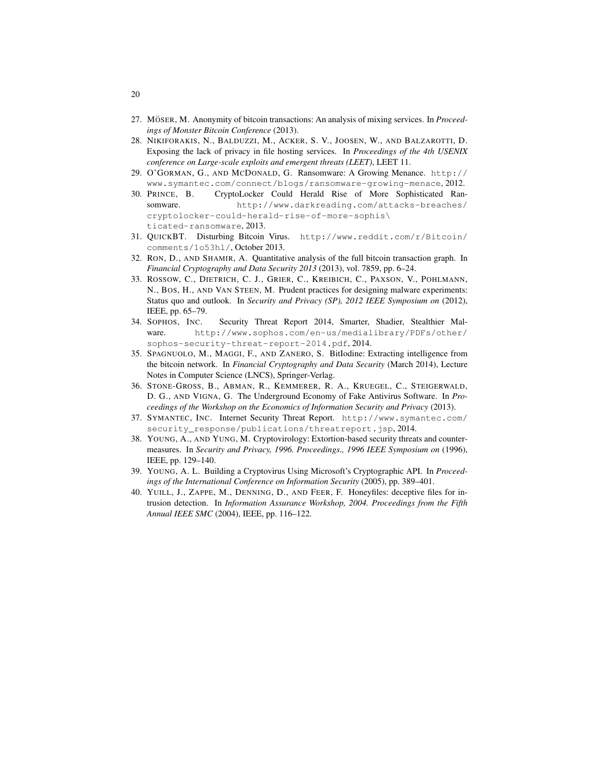27. MÖSER, M. Anonymity of bitcoin transactions: An analysis of mixing services. In *Proceedings of Monster Bitcoin Conference* (2013).
28. NIKIFORAKIS, N., BALDUZZI, M., ACKER, S. V., JOOSEN, W., AND BALZAROTTI, D. Exposing the lack of privacy in file hosting services. In *Proceedings of the 4th USENIX conference on Large-scale exploits and emergent threats (LEET)*, LEET 11.
29. O'GORMAN, G., AND MCDONALD, G. Ransomware: A Growing Menance. http://www.symantec.com/connect/blogs/ransomware-growing-menace, 2012.
30. PRINCE, B. CryptoLocker Could Herald Rise of More Sophisticated Ransomware. http://www.darkreading.com/attacks-breaches/cryptolocker-could-herald-rise-of-more-sophis\ticated-ransomware, 2013.
31. QUICKBT. Disturbing Bitcoin Virus. http://www.reddit.com/r/Bitcoin/comments/1o53hl/, October 2013.
32. RON, D., AND SHAMIR, A. Quantitative analysis of the full bitcoin transaction graph. In *Financial Cryptography and Data Security 2013* (2013), vol. 7859, pp. 6–24.
33. ROSSOW, C., DIETRICH, C. J., GRIER, C., KREIBICH, C., PAXSON, V., POHLMANN, N., BOS, H., AND VAN STEEN, M. Prudent practices for designing malware experiments: Status quo and outlook. In *Security and Privacy (SP), 2012 IEEE Symposium on* (2012), IEEE, pp. 65–79.
34. SOPHOS, INC. Security Threat Report 2014, Smarter, Shadier, Stealthier Malware. http://www.sophos.com/en-us/medialibrary/PDFs/other/sophos-security-threat-report-2014.pdf, 2014.
35. SPAGNUOLO, M., MAGGI, F., AND ZANERO, S. BitIodine: Extracting intelligence from the bitcoin network. In *Financial Cryptography and Data Security* (March 2014), Lecture Notes in Computer Science (LNCS), Springer-Verlag.
36. STONE-GROSS, B., ABMAN, R., KEMMERER, R. A., KRUEGEL, C., STEIGERWALD, D. G., AND VIGNA, G. The Underground Economy of Fake Antivirus Software. In *Proceedings of the Workshop on the Economics of Information Security and Privacy* (2013).
37. SYMANTEC, INC. Internet Security Threat Report. http://www.symantec.com/security_response/publications/threatreport.jsp, 2014.
38. YOUNG, A., AND YUNG, M. Cryptovirology: Extortion-based security threats and countermeasures. In *Security and Privacy, 1996. Proceedings., 1996 IEEE Symposium on* (1996), IEEE, pp. 129–140.
39. YOUNG, A. L. Building a Cryptovirus Using Microsoft's Cryptographic API. In *Proceedings of the International Conference on Information Security* (2005), pp. 389–401.
40. YUILL, J., ZAPPE, M., DENNING, D., AND FEER, F. Honeyfiles: deceptive files for intrusion detection. In *Information Assurance Workshop, 2004. Proceedings from the Fifth Annual IEEE SMC* (2004), IEEE, pp. 116–122.